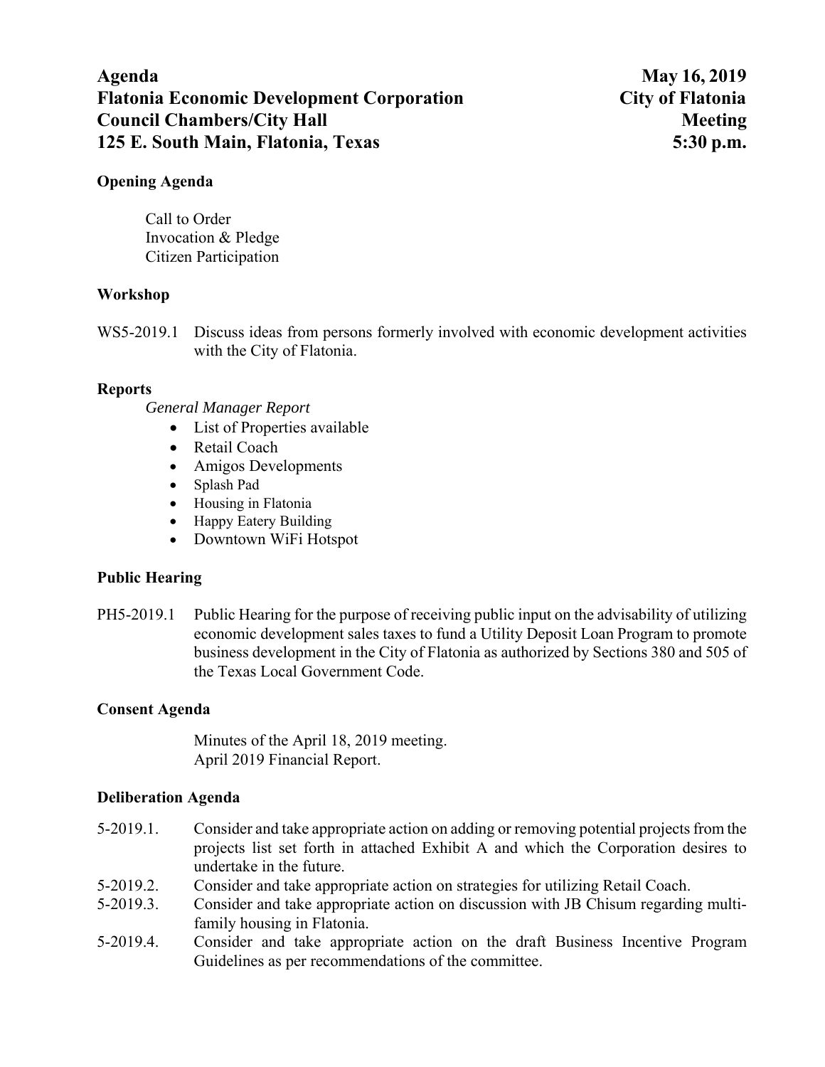**Agenda** | **May 16, 2019**
**Flatonia Economic Development Corporation** | **City of Flatonia**
**Council Chambers/City Hall** | **Meeting**
**125 E. South Main, Flatonia, Texas** | **5:30 p.m.**

**Opening Agenda**

Call to Order
Invocation & Pledge
Citizen Participation

**Workshop**

WS5-2019.1 Discuss ideas from persons formerly involved with economic development activities with the City of Flatonia.

**Reports**

*General Manager Report*

- List of Properties available
- Retail Coach
- Amigos Developments
- Splash Pad
- Housing in Flatonia
- Happy Eatery Building
- Downtown WiFi Hotspot

**Public Hearing**

PH5-2019.1 Public Hearing for the purpose of receiving public input on the advisability of utilizing economic development sales taxes to fund a Utility Deposit Loan Program to promote business development in the City of Flatonia as authorized by Sections 380 and 505 of the Texas Local Government Code.

**Consent Agenda**

Minutes of the April 18, 2019 meeting.
April 2019 Financial Report.

**Deliberation Agenda**

5-2019.1. Consider and take appropriate action on adding or removing potential projects from the projects list set forth in attached Exhibit A and which the Corporation desires to undertake in the future.

5-2019.2. Consider and take appropriate action on strategies for utilizing Retail Coach.

5-2019.3. Consider and take appropriate action on discussion with JB Chisum regarding multi-family housing in Flatonia.

5-2019.4. Consider and take appropriate action on the draft Business Incentive Program Guidelines as per recommendations of the committee.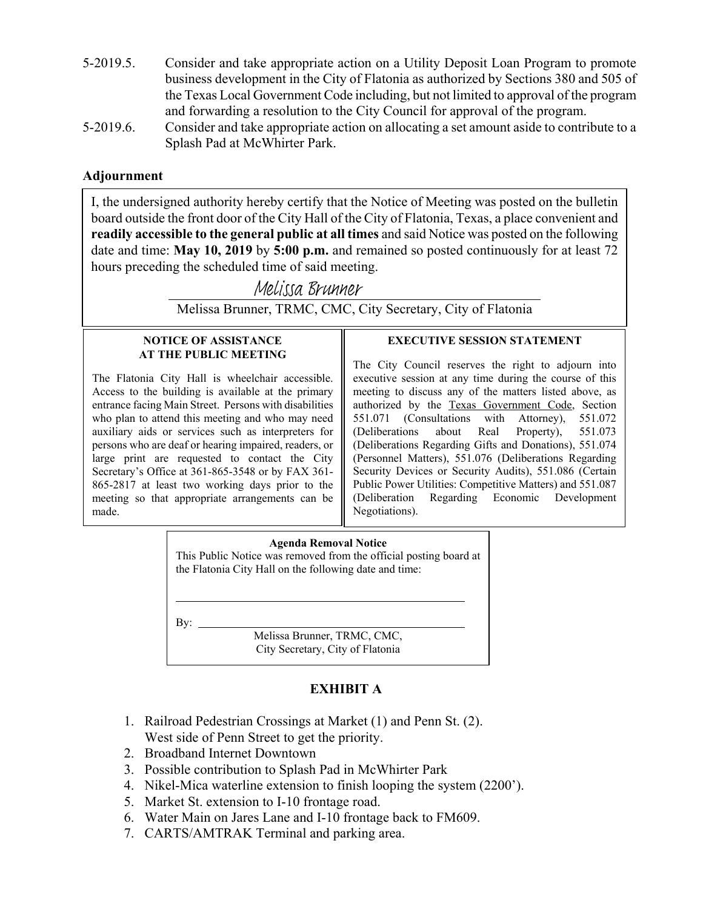5-2019.5. Consider and take appropriate action on a Utility Deposit Loan Program to promote business development in the City of Flatonia as authorized by Sections 380 and 505 of the Texas Local Government Code including, but not limited to approval of the program and forwarding a resolution to the City Council for approval of the program.

5-2019.6. Consider and take appropriate action on allocating a set amount aside to contribute to a Splash Pad at McWhirter Park.

**Adjournment**

I, the undersigned authority hereby certify that the Notice of Meeting was posted on the bulletin board outside the front door of the City Hall of the City of Flatonia, Texas, a place convenient and **readily accessible to the general public at all times** and said Notice was posted on the following date and time: **May 10, 2019** by **5:00 p.m.** and remained so posted continuously for at least 72 hours preceding the scheduled time of said meeting.

Melissa Brunner

Melissa Brunner, TRMC, CMC, City Secretary, City of Flatonia

**NOTICE OF ASSISTANCE AT THE PUBLIC MEETING**

The Flatonia City Hall is wheelchair accessible. Access to the building is available at the primary entrance facing Main Street. Persons with disabilities who plan to attend this meeting and who may need auxiliary aids or services such as interpreters for persons who are deaf or hearing impaired, readers, or large print are requested to contact the City Secretary's Office at 361-865-3548 or by FAX 361-865-2817 at least two working days prior to the meeting so that appropriate arrangements can be made.

**EXECUTIVE SESSION STATEMENT**

The City Council reserves the right to adjourn into executive session at any time during the course of this meeting to discuss any of the matters listed above, as authorized by the Texas Government Code, Section 551.071 (Consultations with Attorney), 551.072 (Deliberations about Real Property), 551.073 (Deliberations Regarding Gifts and Donations), 551.074 (Personnel Matters), 551.076 (Deliberations Regarding Security Devices or Security Audits), 551.086 (Certain Public Power Utilities: Competitive Matters) and 551.087 (Deliberation Regarding Economic Development Negotiations).

**Agenda Removal Notice**

This Public Notice was removed from the official posting board at the Flatonia City Hall on the following date and time:

_______________________________________

By: _______________________________________

Melissa Brunner, TRMC, CMC,
City Secretary, City of Flatonia

## EXHIBIT A

1. Railroad Pedestrian Crossings at Market (1) and Penn St. (2).
   West side of Penn Street to get the priority.
2. Broadband Internet Downtown
3. Possible contribution to Splash Pad in McWhirter Park
4. Nikel-Mica waterline extension to finish looping the system (2200').
5. Market St. extension to I-10 frontage road.
6. Water Main on Jares Lane and I-10 frontage back to FM609.
7. CARTS/AMTRAK Terminal and parking area.